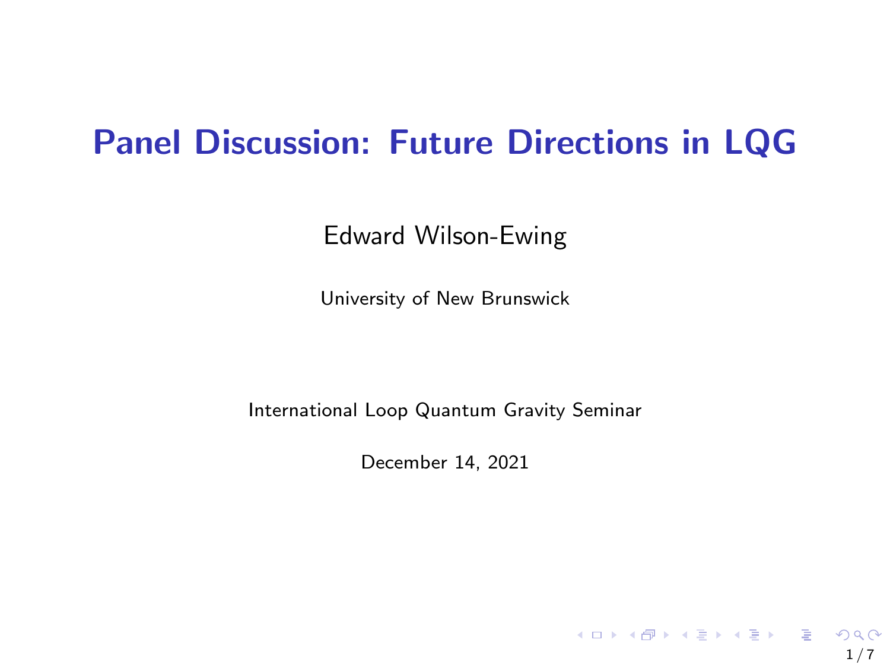# Panel Discussion: Future Directions in LQG

Edward Wilson-Ewing

University of New Brunswick

International Loop Quantum Gravity Seminar

December 14, 2021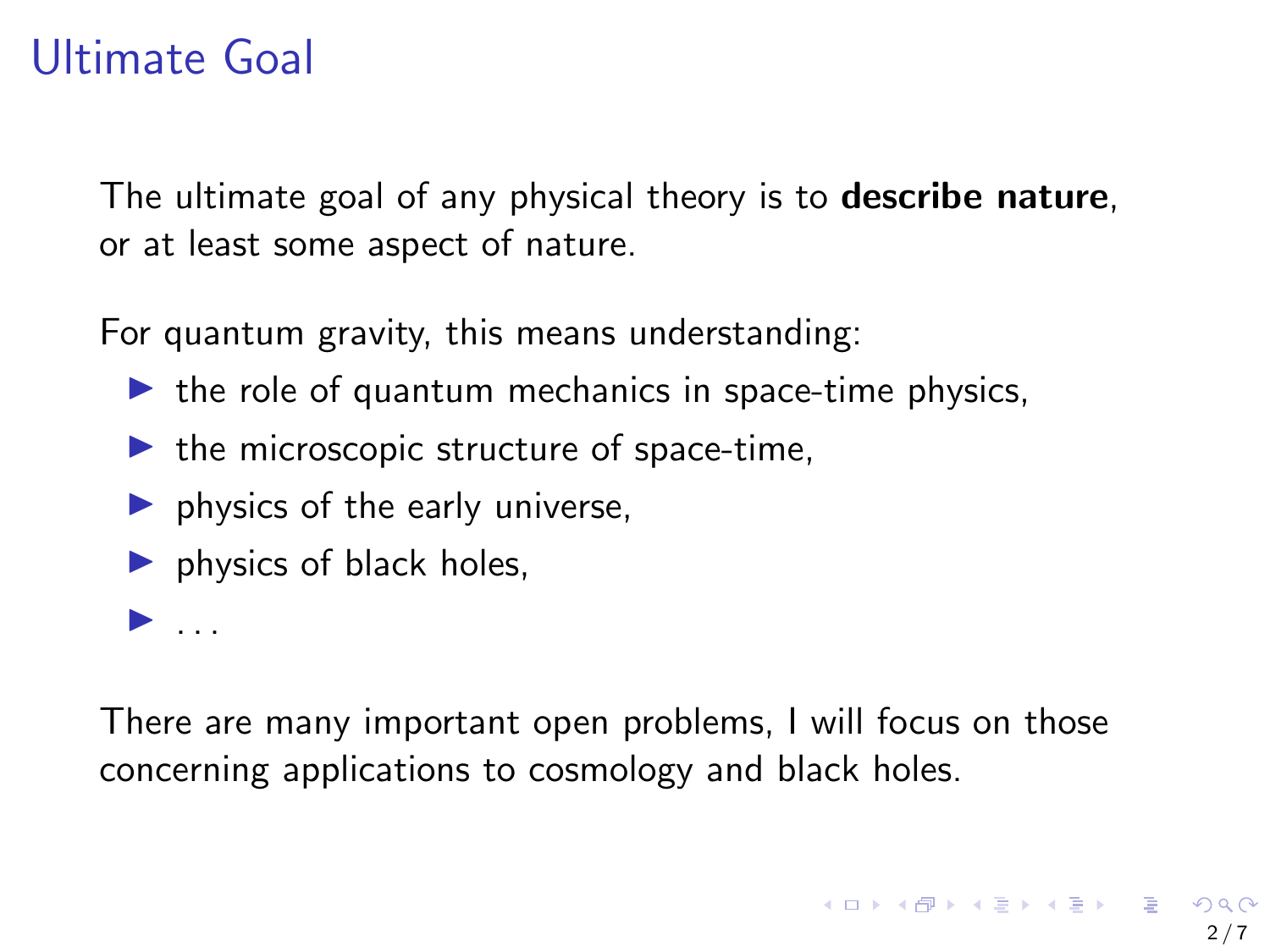# Ultimate Goal

The ultimate goal of any physical theory is to **describe nature**, or at least some aspect of nature.

For quantum gravity, this means understanding:

- the role of quantum mechanics in space-time physics,
- the microscopic structure of space-time,
- physics of the early universe,
- physics of black holes,
- ...

There are many important open problems, I will focus on those concerning applications to cosmology and black holes.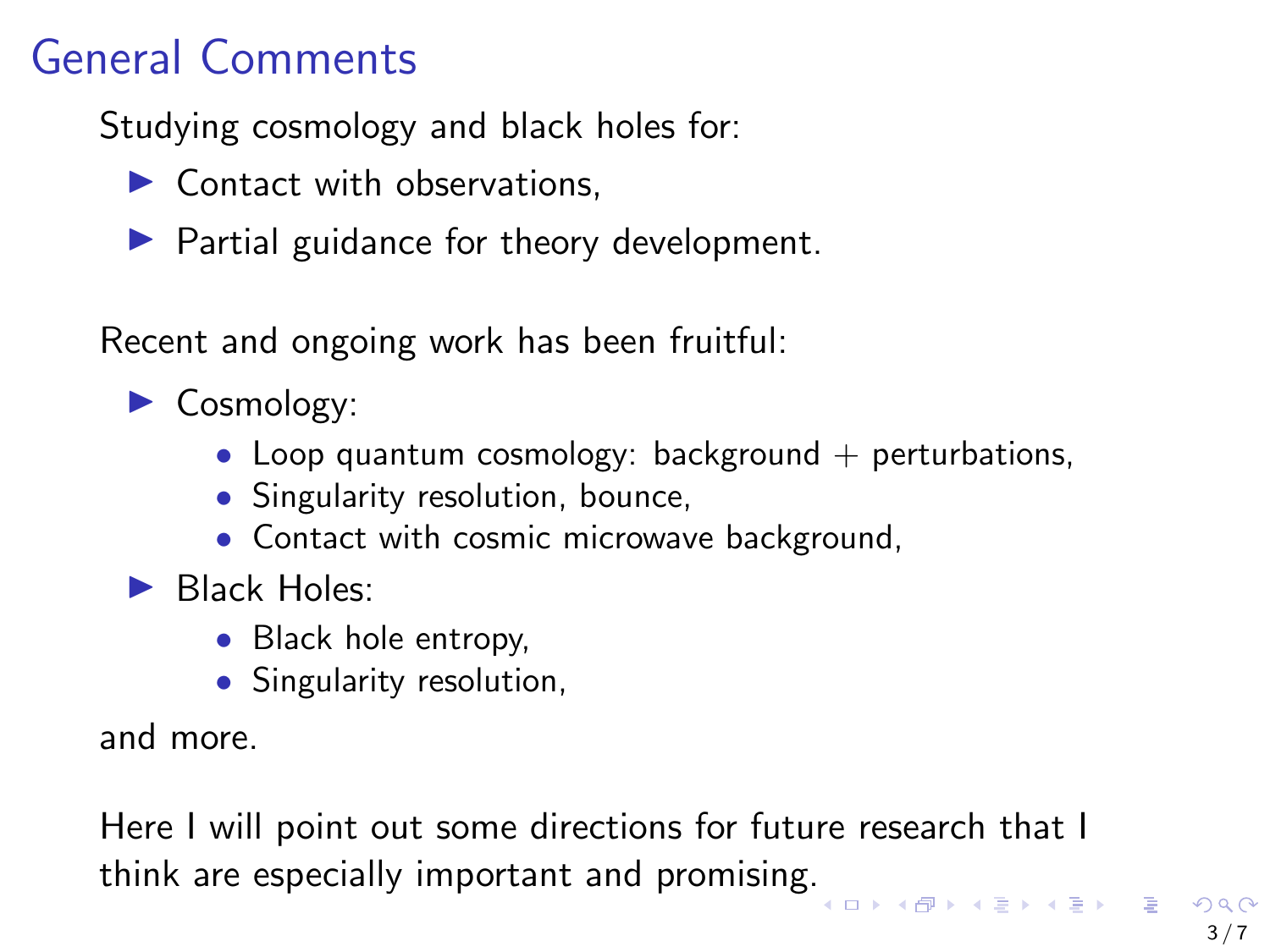# General Comments

Studying cosmology and black holes for:

- Contact with observations,
- Partial guidance for theory development.

Recent and ongoing work has been fruitful:

- Cosmology:
  - Loop quantum cosmology: background + perturbations,
  - Singularity resolution, bounce,
  - Contact with cosmic microwave background,
- Black Holes:
  - Black hole entropy,
  - Singularity resolution,

and more.

Here I will point out some directions for future research that I think are especially important and promising.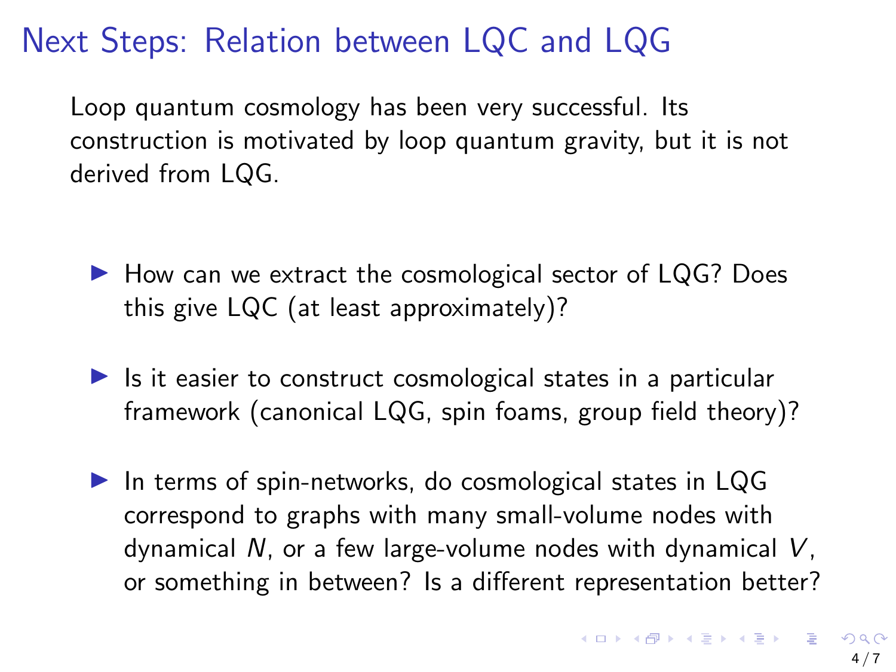# Next Steps: Relation between LQC and LQG

Loop quantum cosmology has been very successful. Its construction is motivated by loop quantum gravity, but it is not derived from LQG.

- How can we extract the cosmological sector of LQG? Does this give LQC (at least approximately)?
- Is it easier to construct cosmological states in a particular framework (canonical LQG, spin foams, group field theory)?
- In terms of spin-networks, do cosmological states in LQG correspond to graphs with many small-volume nodes with dynamical $N$, or a few large-volume nodes with dynamical $V$, or something in between? Is a different representation better?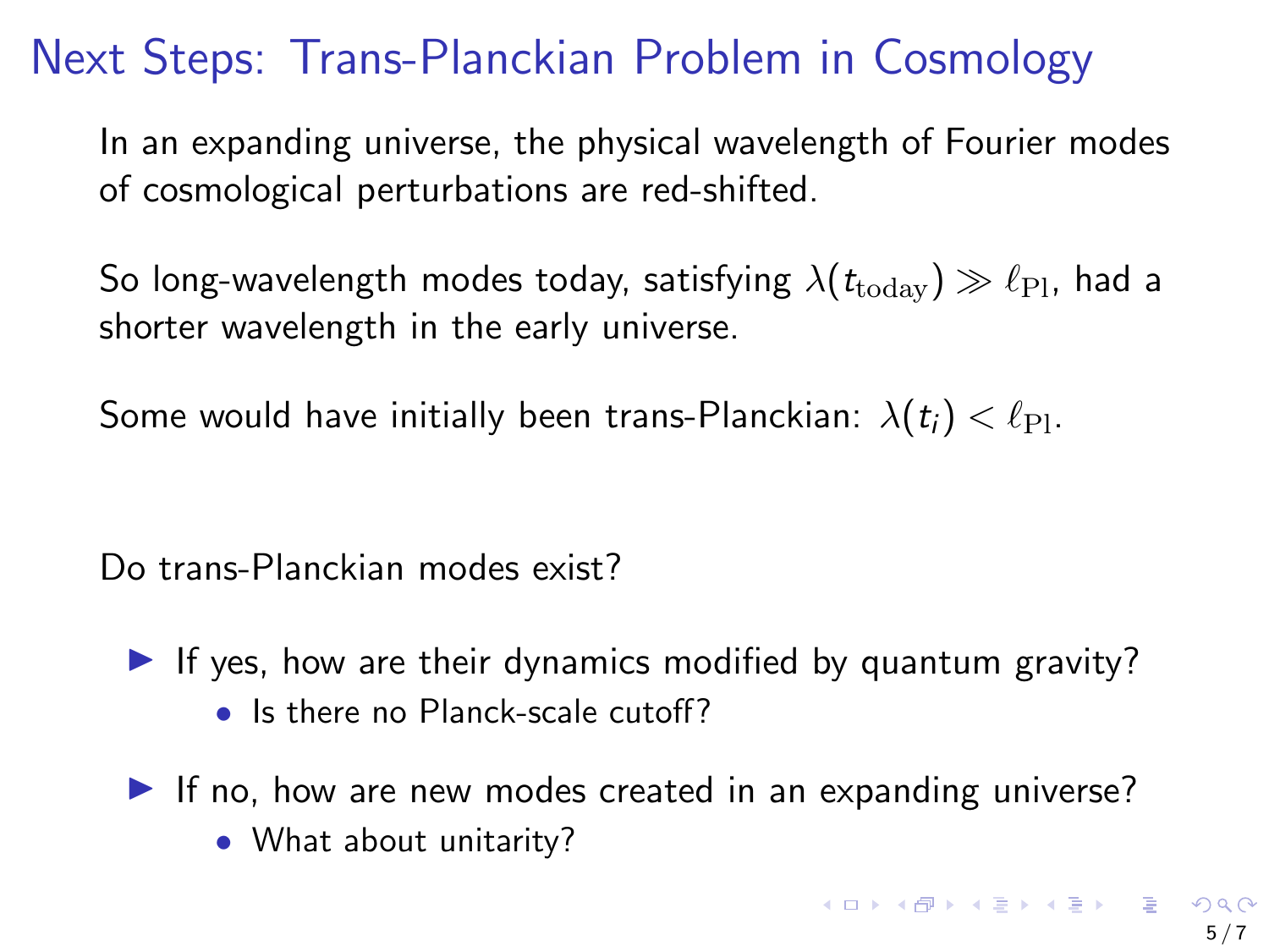# Next Steps: Trans-Planckian Problem in Cosmology

In an expanding universe, the physical wavelength of Fourier modes of cosmological perturbations are red-shifted.

So long-wavelength modes today, satisfying $\lambda(t_{\mathrm{today}}) \gg \ell_{\mathrm{Pl}}$, had a shorter wavelength in the early universe.

Some would have initially been trans-Planckian: $\lambda(t_i) < \ell_{\mathrm{Pl}}$.

Do trans-Planckian modes exist?

- If yes, how are their dynamics modified by quantum gravity?
  - Is there no Planck-scale cutoff?
- If no, how are new modes created in an expanding universe?
  - What about unitarity?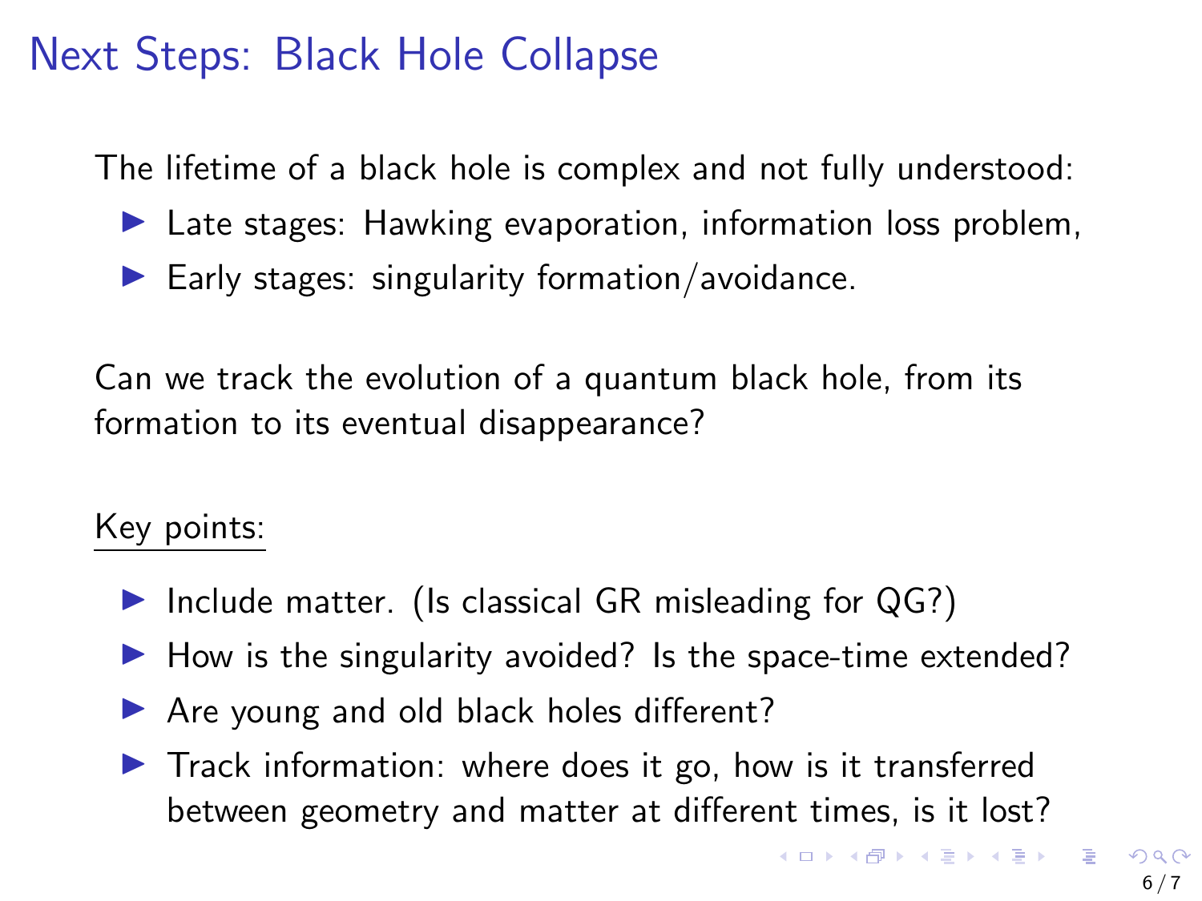# Next Steps: Black Hole Collapse

The lifetime of a black hole is complex and not fully understood:

- Late stages: Hawking evaporation, information loss problem,
- Early stages: singularity formation/avoidance.

Can we track the evolution of a quantum black hole, from its formation to its eventual disappearance?

<u>Key points:</u>

- Include matter. (Is classical GR misleading for QG?)
- How is the singularity avoided? Is the space-time extended?
- Are young and old black holes different?
- Track information: where does it go, how is it transferred between geometry and matter at different times, is it lost?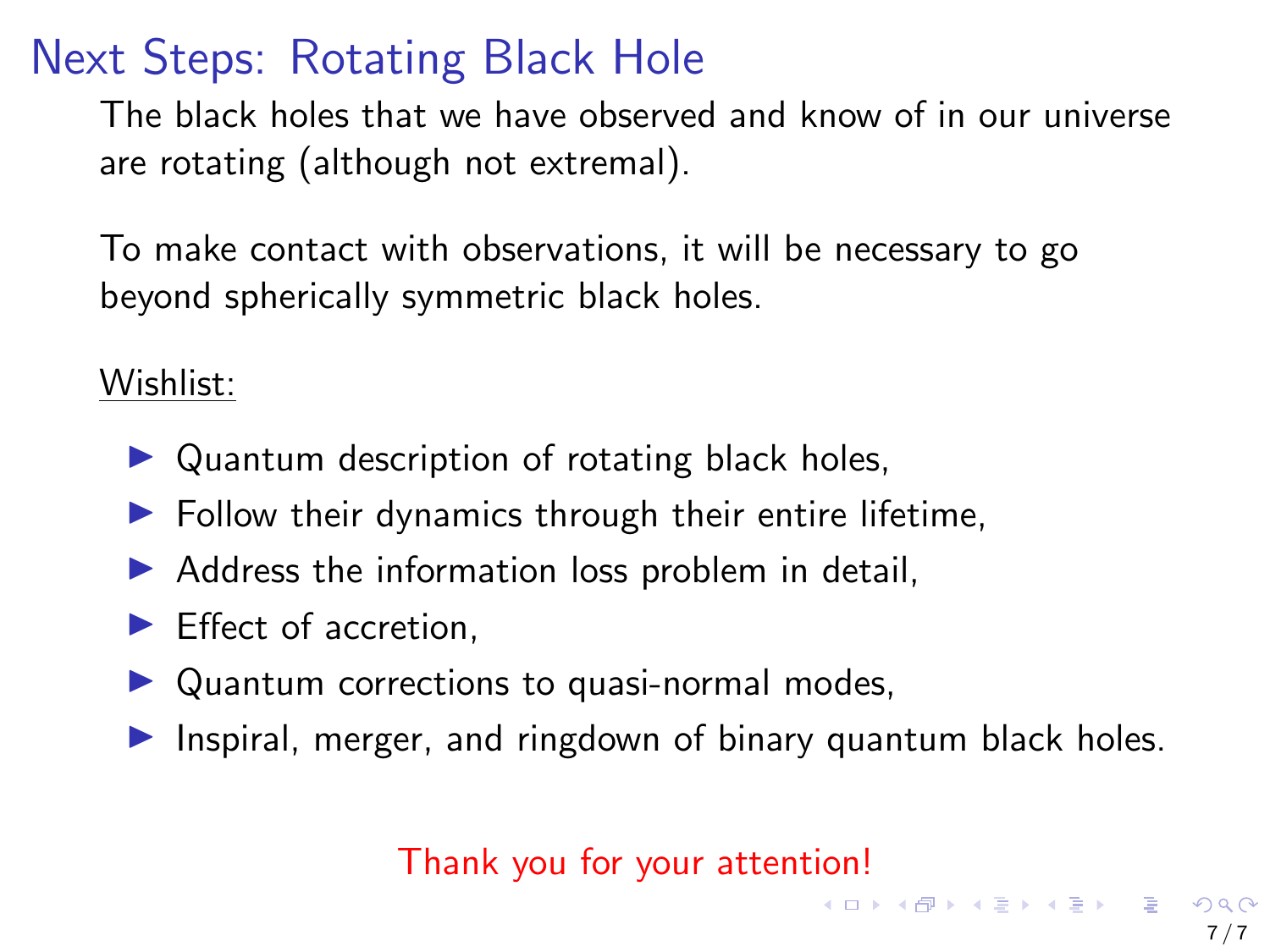# Next Steps: Rotating Black Hole

The black holes that we have observed and know of in our universe are rotating (although not extremal).

To make contact with observations, it will be necessary to go beyond spherically symmetric black holes.

Wishlist:

- Quantum description of rotating black holes,
- Follow their dynamics through their entire lifetime,
- Address the information loss problem in detail,
- Effect of accretion,
- Quantum corrections to quasi-normal modes,
- Inspiral, merger, and ringdown of binary quantum black holes.

Thank you for your attention!